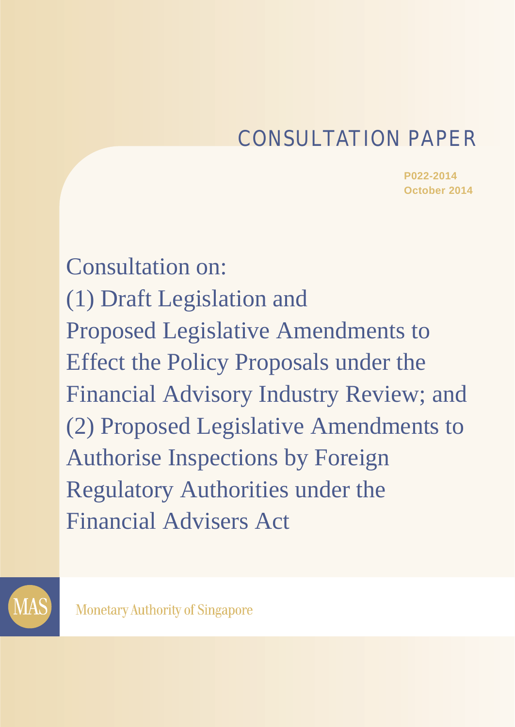# CONSULTATION PAPER

**P022-2014**
**October 2014**

# Consultation on:
# (1) Draft Legislation and Proposed Legislative Amendments to Effect the Policy Proposals under the Financial Advisory Industry Review; and
# (2) Proposed Legislative Amendments to Authorise Inspections by Foreign Regulatory Authorities under the Financial Advisers Act

MAS

Monetary Authority of Singapore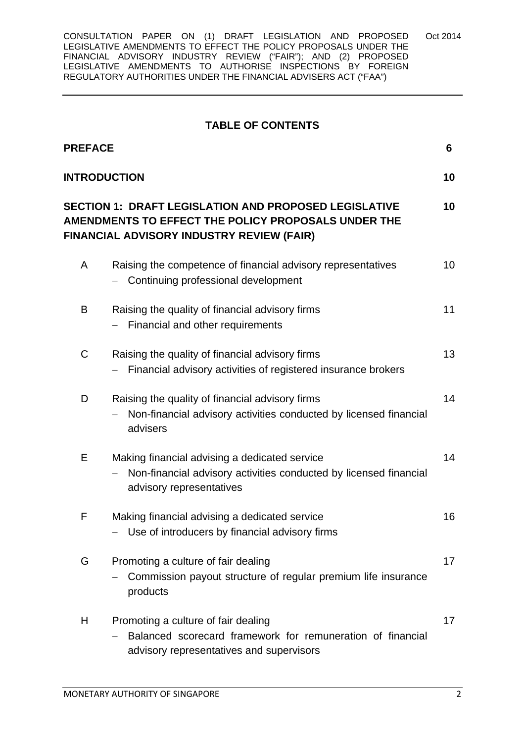## TABLE OF CONTENTS

| | | |
|---|---|---|
| **PREFACE** | | **6** |
| **INTRODUCTION** | | **10** |
| **SECTION 1: DRAFT LEGISLATION AND PROPOSED LEGISLATIVE AMENDMENTS TO EFFECT THE POLICY PROPOSALS UNDER THE FINANCIAL ADVISORY INDUSTRY REVIEW (FAIR)** | | **10** |
| A | Raising the competence of financial advisory representatives – Continuing professional development | 10 |
| B | Raising the quality of financial advisory firms – Financial and other requirements | 11 |
| C | Raising the quality of financial advisory firms – Financial advisory activities of registered insurance brokers | 13 |
| D | Raising the quality of financial advisory firms – Non-financial advisory activities conducted by licensed financial advisers | 14 |
| E | Making financial advising a dedicated service – Non-financial advisory activities conducted by licensed financial advisory representatives | 14 |
| F | Making financial advising a dedicated service – Use of introducers by financial advisory firms | 16 |
| G | Promoting a culture of fair dealing – Commission payout structure of regular premium life insurance products | 17 |
| H | Promoting a culture of fair dealing – Balanced scorecard framework for remuneration of financial advisory representatives and supervisors | 17 |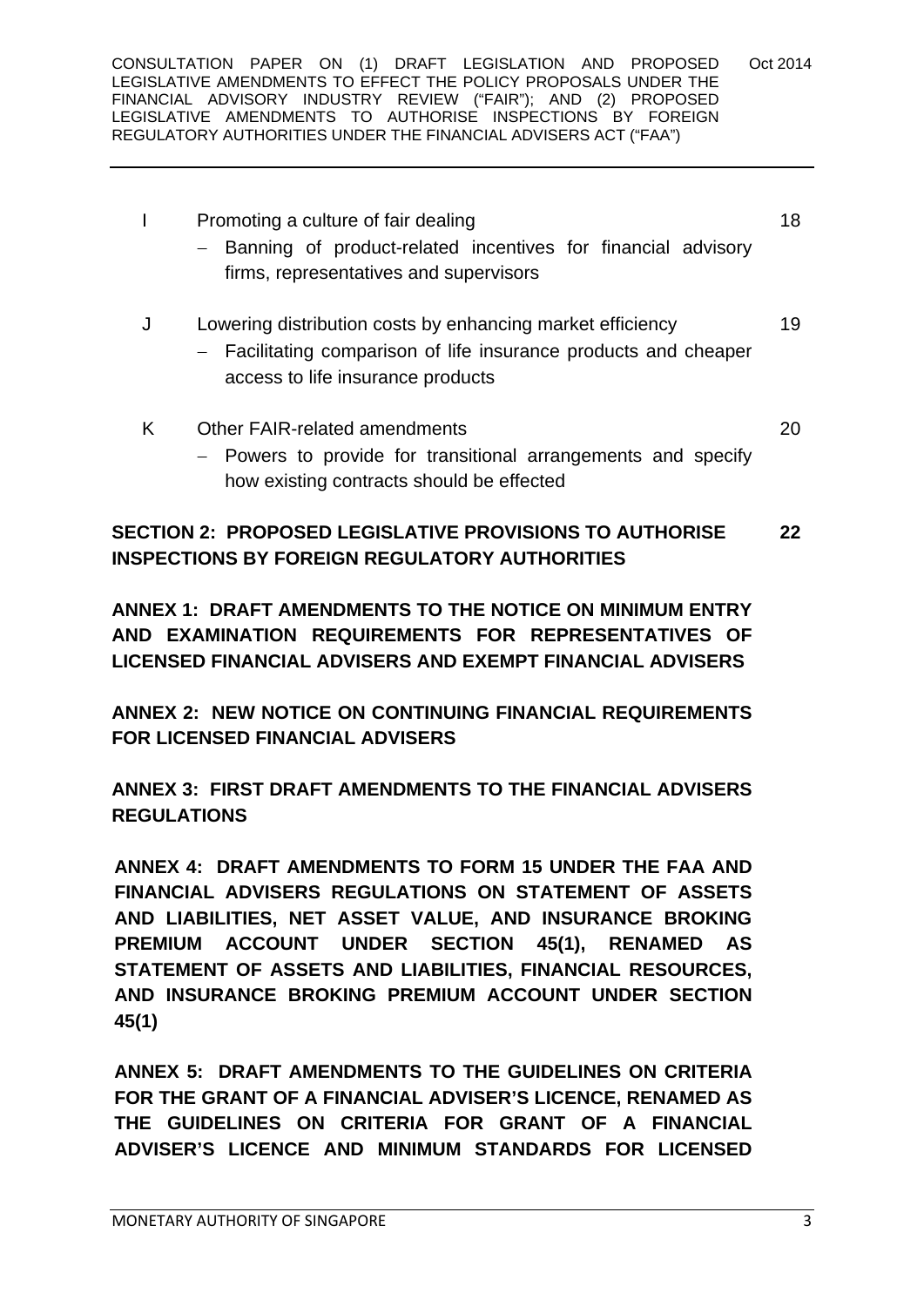| | | |
|---|---|---|
| I | Promoting a culture of fair dealing<br>− Banning of product-related incentives for financial advisory firms, representatives and supervisors | 18 |
| J | Lowering distribution costs by enhancing market efficiency<br>− Facilitating comparison of life insurance products and cheaper access to life insurance products | 19 |
| K | Other FAIR-related amendments<br>− Powers to provide for transitional arrangements and specify how existing contracts should be effected | 20 |

**SECTION 2: PROPOSED LEGISLATIVE PROVISIONS TO AUTHORISE INSPECTIONS BY FOREIGN REGULATORY AUTHORITIES** **22**

**ANNEX 1: DRAFT AMENDMENTS TO THE NOTICE ON MINIMUM ENTRY AND EXAMINATION REQUIREMENTS FOR REPRESENTATIVES OF LICENSED FINANCIAL ADVISERS AND EXEMPT FINANCIAL ADVISERS**

**ANNEX 2: NEW NOTICE ON CONTINUING FINANCIAL REQUIREMENTS FOR LICENSED FINANCIAL ADVISERS**

**ANNEX 3: FIRST DRAFT AMENDMENTS TO THE FINANCIAL ADVISERS REGULATIONS**

**ANNEX 4: DRAFT AMENDMENTS TO FORM 15 UNDER THE FAA AND FINANCIAL ADVISERS REGULATIONS ON STATEMENT OF ASSETS AND LIABILITIES, NET ASSET VALUE, AND INSURANCE BROKING PREMIUM ACCOUNT UNDER SECTION 45(1), RENAMED AS STATEMENT OF ASSETS AND LIABILITIES, FINANCIAL RESOURCES, AND INSURANCE BROKING PREMIUM ACCOUNT UNDER SECTION 45(1)**

**ANNEX 5: DRAFT AMENDMENTS TO THE GUIDELINES ON CRITERIA FOR THE GRANT OF A FINANCIAL ADVISER'S LICENCE, RENAMED AS THE GUIDELINES ON CRITERIA FOR GRANT OF A FINANCIAL ADVISER'S LICENCE AND MINIMUM STANDARDS FOR LICENSED**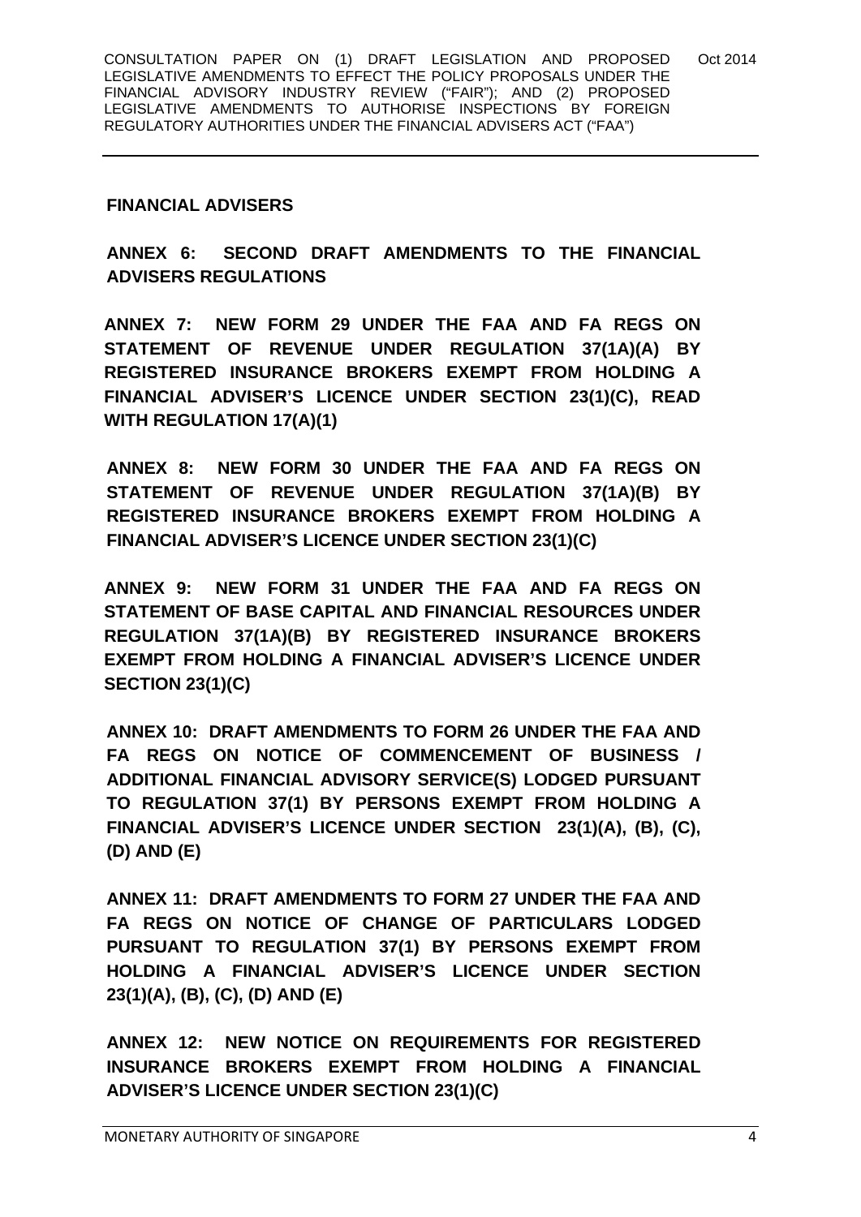**FINANCIAL ADVISERS**

**ANNEX 6: SECOND DRAFT AMENDMENTS TO THE FINANCIAL ADVISERS REGULATIONS**

**ANNEX 7: NEW FORM 29 UNDER THE FAA AND FA REGS ON STATEMENT OF REVENUE UNDER REGULATION 37(1A)(A) BY REGISTERED INSURANCE BROKERS EXEMPT FROM HOLDING A FINANCIAL ADVISER'S LICENCE UNDER SECTION 23(1)(C), READ WITH REGULATION 17(A)(1)**

**ANNEX 8: NEW FORM 30 UNDER THE FAA AND FA REGS ON STATEMENT OF REVENUE UNDER REGULATION 37(1A)(B) BY REGISTERED INSURANCE BROKERS EXEMPT FROM HOLDING A FINANCIAL ADVISER'S LICENCE UNDER SECTION 23(1)(C)**

**ANNEX 9: NEW FORM 31 UNDER THE FAA AND FA REGS ON STATEMENT OF BASE CAPITAL AND FINANCIAL RESOURCES UNDER REGULATION 37(1A)(B) BY REGISTERED INSURANCE BROKERS EXEMPT FROM HOLDING A FINANCIAL ADVISER'S LICENCE UNDER SECTION 23(1)(C)**

**ANNEX 10: DRAFT AMENDMENTS TO FORM 26 UNDER THE FAA AND FA REGS ON NOTICE OF COMMENCEMENT OF BUSINESS / ADDITIONAL FINANCIAL ADVISORY SERVICE(S) LODGED PURSUANT TO REGULATION 37(1) BY PERSONS EXEMPT FROM HOLDING A FINANCIAL ADVISER'S LICENCE UNDER SECTION 23(1)(A), (B), (C), (D) AND (E)**

**ANNEX 11: DRAFT AMENDMENTS TO FORM 27 UNDER THE FAA AND FA REGS ON NOTICE OF CHANGE OF PARTICULARS LODGED PURSUANT TO REGULATION 37(1) BY PERSONS EXEMPT FROM HOLDING A FINANCIAL ADVISER'S LICENCE UNDER SECTION 23(1)(A), (B), (C), (D) AND (E)**

**ANNEX 12: NEW NOTICE ON REQUIREMENTS FOR REGISTERED INSURANCE BROKERS EXEMPT FROM HOLDING A FINANCIAL ADVISER'S LICENCE UNDER SECTION 23(1)(C)**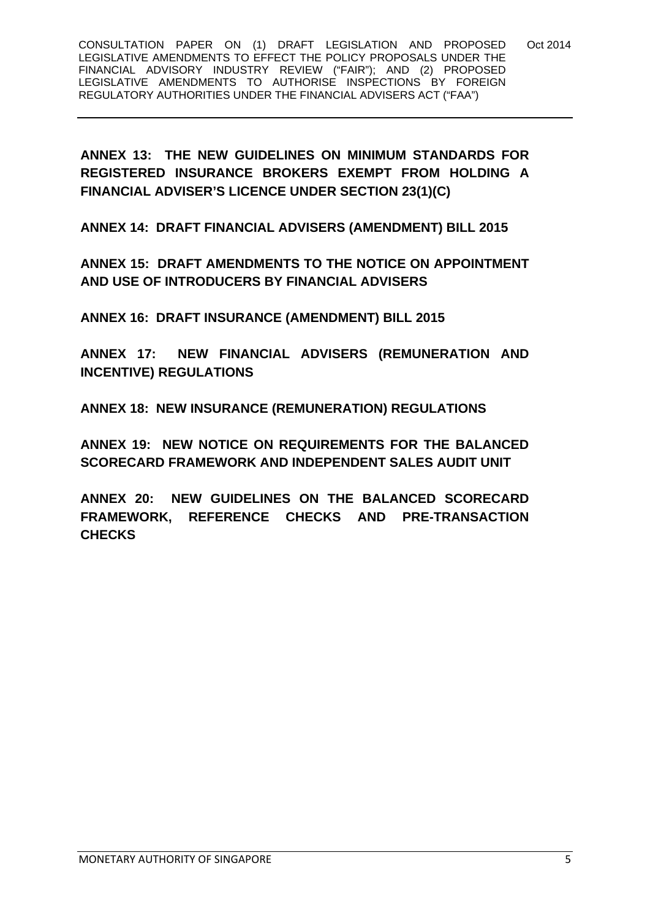**ANNEX 13: THE NEW GUIDELINES ON MINIMUM STANDARDS FOR REGISTERED INSURANCE BROKERS EXEMPT FROM HOLDING A FINANCIAL ADVISER'S LICENCE UNDER SECTION 23(1)(C)**

**ANNEX 14: DRAFT FINANCIAL ADVISERS (AMENDMENT) BILL 2015**

**ANNEX 15: DRAFT AMENDMENTS TO THE NOTICE ON APPOINTMENT AND USE OF INTRODUCERS BY FINANCIAL ADVISERS**

**ANNEX 16: DRAFT INSURANCE (AMENDMENT) BILL 2015**

**ANNEX 17: NEW FINANCIAL ADVISERS (REMUNERATION AND INCENTIVE) REGULATIONS**

**ANNEX 18: NEW INSURANCE (REMUNERATION) REGULATIONS**

**ANNEX 19: NEW NOTICE ON REQUIREMENTS FOR THE BALANCED SCORECARD FRAMEWORK AND INDEPENDENT SALES AUDIT UNIT**

**ANNEX 20: NEW GUIDELINES ON THE BALANCED SCORECARD FRAMEWORK, REFERENCE CHECKS AND PRE-TRANSACTION CHECKS**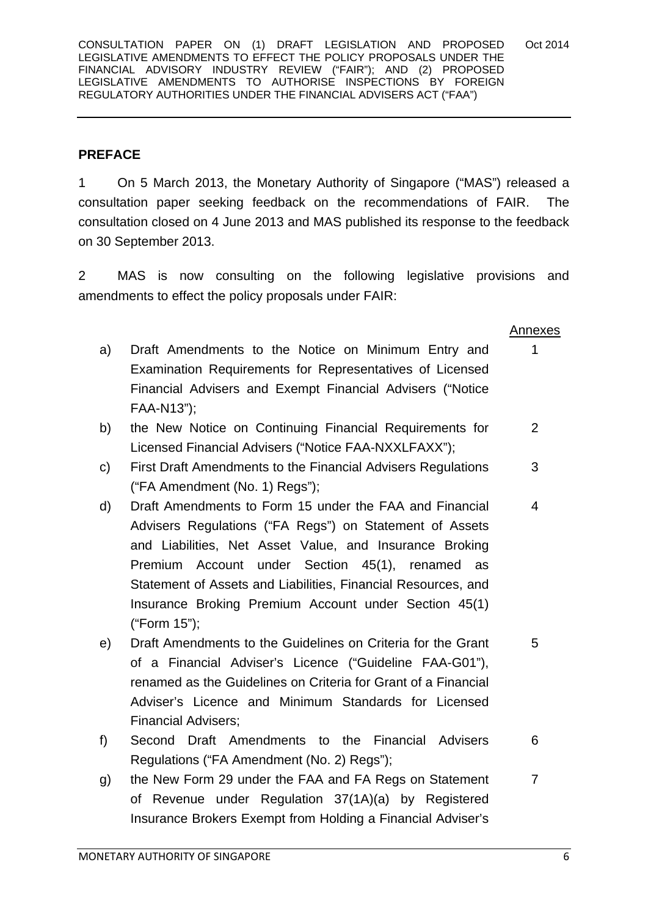## PREFACE

1 On 5 March 2013, the Monetary Authority of Singapore ("MAS") released a consultation paper seeking feedback on the recommendations of FAIR. The consultation closed on 4 June 2013 and MAS published its response to the feedback on 30 September 2013.

2 MAS is now consulting on the following legislative provisions and amendments to effect the policy proposals under FAIR:

| | | Annexes |
|---|---|---|
| a) | Draft Amendments to the Notice on Minimum Entry and Examination Requirements for Representatives of Licensed Financial Advisers and Exempt Financial Advisers ("Notice FAA-N13"); | 1 |
| b) | the New Notice on Continuing Financial Requirements for Licensed Financial Advisers ("Notice FAA-NXXLFAXX"); | 2 |
| c) | First Draft Amendments to the Financial Advisers Regulations ("FA Amendment (No. 1) Regs"); | 3 |
| d) | Draft Amendments to Form 15 under the FAA and Financial Advisers Regulations ("FA Regs") on Statement of Assets and Liabilities, Net Asset Value, and Insurance Broking Premium Account under Section 45(1), renamed as Statement of Assets and Liabilities, Financial Resources, and Insurance Broking Premium Account under Section 45(1) ("Form 15"); | 4 |
| e) | Draft Amendments to the Guidelines on Criteria for the Grant of a Financial Adviser's Licence ("Guideline FAA-G01"), renamed as the Guidelines on Criteria for Grant of a Financial Adviser's Licence and Minimum Standards for Licensed Financial Advisers; | 5 |
| f) | Second Draft Amendments to the Financial Advisers Regulations ("FA Amendment (No. 2) Regs"); | 6 |
| g) | the New Form 29 under the FAA and FA Regs on Statement of Revenue under Regulation 37(1A)(a) by Registered Insurance Brokers Exempt from Holding a Financial Adviser's | 7 |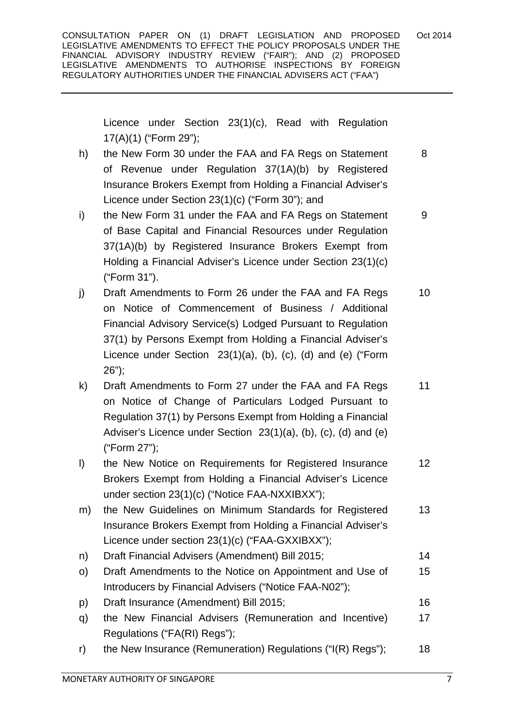Licence under Section 23(1)(c), Read with Regulation 17(A)(1) ("Form 29");

| | | |
|---|---|---|
| h) | the New Form 30 under the FAA and FA Regs on Statement of Revenue under Regulation 37(1A)(b) by Registered Insurance Brokers Exempt from Holding a Financial Adviser's Licence under Section 23(1)(c) ("Form 30"); and | 8 |
| i) | the New Form 31 under the FAA and FA Regs on Statement of Base Capital and Financial Resources under Regulation 37(1A)(b) by Registered Insurance Brokers Exempt from Holding a Financial Adviser's Licence under Section 23(1)(c) ("Form 31"). | 9 |
| j) | Draft Amendments to Form 26 under the FAA and FA Regs on Notice of Commencement of Business / Additional Financial Advisory Service(s) Lodged Pursuant to Regulation 37(1) by Persons Exempt from Holding a Financial Adviser's Licence under Section 23(1)(a), (b), (c), (d) and (e) ("Form 26"); | 10 |
| k) | Draft Amendments to Form 27 under the FAA and FA Regs on Notice of Change of Particulars Lodged Pursuant to Regulation 37(1) by Persons Exempt from Holding a Financial Adviser's Licence under Section 23(1)(a), (b), (c), (d) and (e) ("Form 27"); | 11 |
| l) | the New Notice on Requirements for Registered Insurance Brokers Exempt from Holding a Financial Adviser's Licence under section 23(1)(c) ("Notice FAA-NXXIBXX"); | 12 |
| m) | the New Guidelines on Minimum Standards for Registered Insurance Brokers Exempt from Holding a Financial Adviser's Licence under section 23(1)(c) ("FAA-GXXIBXX"); | 13 |
| n) | Draft Financial Advisers (Amendment) Bill 2015; | 14 |
| o) | Draft Amendments to the Notice on Appointment and Use of Introducers by Financial Advisers ("Notice FAA-N02"); | 15 |
| p) | Draft Insurance (Amendment) Bill 2015; | 16 |
| q) | the New Financial Advisers (Remuneration and Incentive) Regulations ("FA(RI) Regs"); | 17 |
| r) | the New Insurance (Remuneration) Regulations ("I(R) Regs"); | 18 |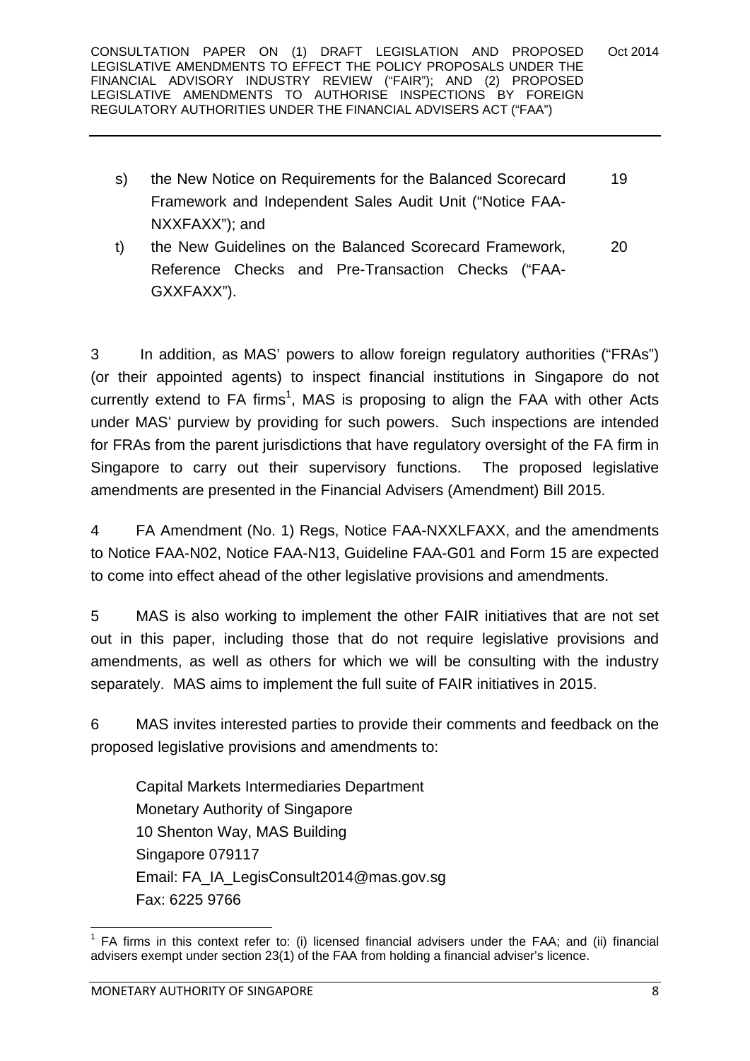s) the New Notice on Requirements for the Balanced Scorecard Framework and Independent Sales Audit Unit ("Notice FAA-NXXFAXX"); and 19

t) the New Guidelines on the Balanced Scorecard Framework, Reference Checks and Pre-Transaction Checks ("FAA-GXXFAXX"). 20

3 In addition, as MAS' powers to allow foreign regulatory authorities ("FRAs") (or their appointed agents) to inspect financial institutions in Singapore do not currently extend to FA firms[1], MAS is proposing to align the FAA with other Acts under MAS' purview by providing for such powers. Such inspections are intended for FRAs from the parent jurisdictions that have regulatory oversight of the FA firm in Singapore to carry out their supervisory functions. The proposed legislative amendments are presented in the Financial Advisers (Amendment) Bill 2015.

4 FA Amendment (No. 1) Regs, Notice FAA-NXXLFAXX, and the amendments to Notice FAA-N02, Notice FAA-N13, Guideline FAA-G01 and Form 15 are expected to come into effect ahead of the other legislative provisions and amendments.

5 MAS is also working to implement the other FAIR initiatives that are not set out in this paper, including those that do not require legislative provisions and amendments, as well as others for which we will be consulting with the industry separately. MAS aims to implement the full suite of FAIR initiatives in 2015.

6 MAS invites interested parties to provide their comments and feedback on the proposed legislative provisions and amendments to:

Capital Markets Intermediaries Department
Monetary Authority of Singapore
10 Shenton Way, MAS Building
Singapore 079117
Email: FA_IA_LegisConsult2014@mas.gov.sg
Fax: 6225 9766

[1] FA firms in this context refer to: (i) licensed financial advisers under the FAA; and (ii) financial advisers exempt under section 23(1) of the FAA from holding a financial adviser's licence.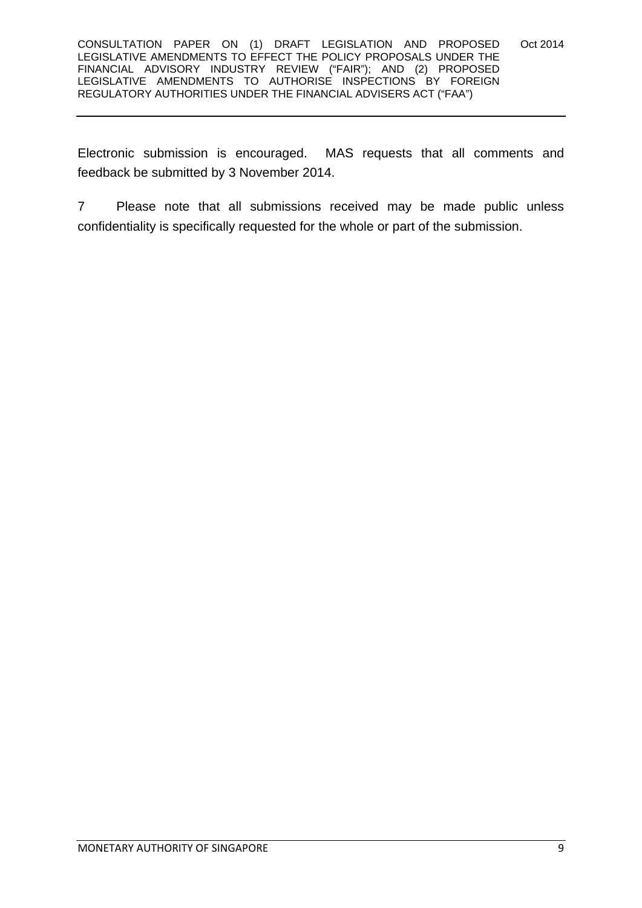Electronic submission is encouraged. MAS requests that all comments and feedback be submitted by 3 November 2014.

7 Please note that all submissions received may be made public unless confidentiality is specifically requested for the whole or part of the submission.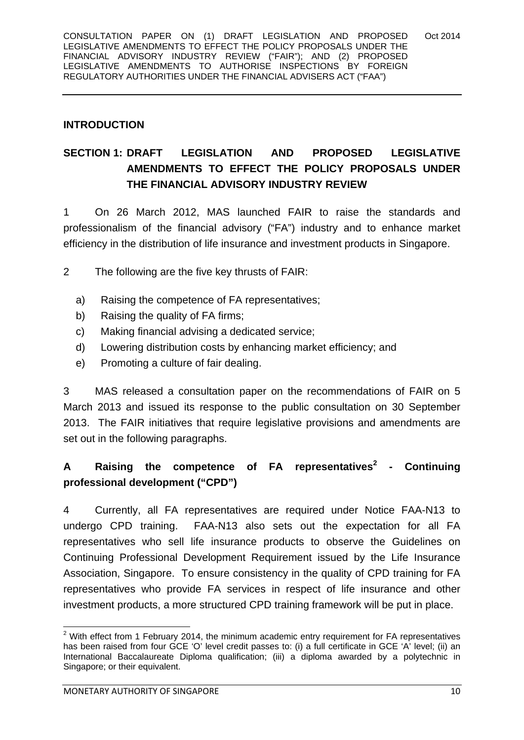## INTRODUCTION

## SECTION 1: DRAFT LEGISLATION AND PROPOSED LEGISLATIVE AMENDMENTS TO EFFECT THE POLICY PROPOSALS UNDER THE FINANCIAL ADVISORY INDUSTRY REVIEW

1 On 26 March 2012, MAS launched FAIR to raise the standards and professionalism of the financial advisory ("FA") industry and to enhance market efficiency in the distribution of life insurance and investment products in Singapore.

2 The following are the five key thrusts of FAIR:

a) Raising the competence of FA representatives;
b) Raising the quality of FA firms;
c) Making financial advising a dedicated service;
d) Lowering distribution costs by enhancing market efficiency; and
e) Promoting a culture of fair dealing.

3 MAS released a consultation paper on the recommendations of FAIR on 5 March 2013 and issued its response to the public consultation on 30 September 2013. The FAIR initiatives that require legislative provisions and amendments are set out in the following paragraphs.

### A Raising the competence of FA representatives[2] - Continuing professional development ("CPD")

4 Currently, all FA representatives are required under Notice FAA-N13 to undergo CPD training. FAA-N13 also sets out the expectation for all FA representatives who sell life insurance products to observe the Guidelines on Continuing Professional Development Requirement issued by the Life Insurance Association, Singapore. To ensure consistency in the quality of CPD training for FA representatives who provide FA services in respect of life insurance and other investment products, a more structured CPD training framework will be put in place.

[2] With effect from 1 February 2014, the minimum academic entry requirement for FA representatives has been raised from four GCE 'O' level credit passes to: (i) a full certificate in GCE 'A' level; (ii) an International Baccalaureate Diploma qualification; (iii) a diploma awarded by a polytechnic in Singapore; or their equivalent.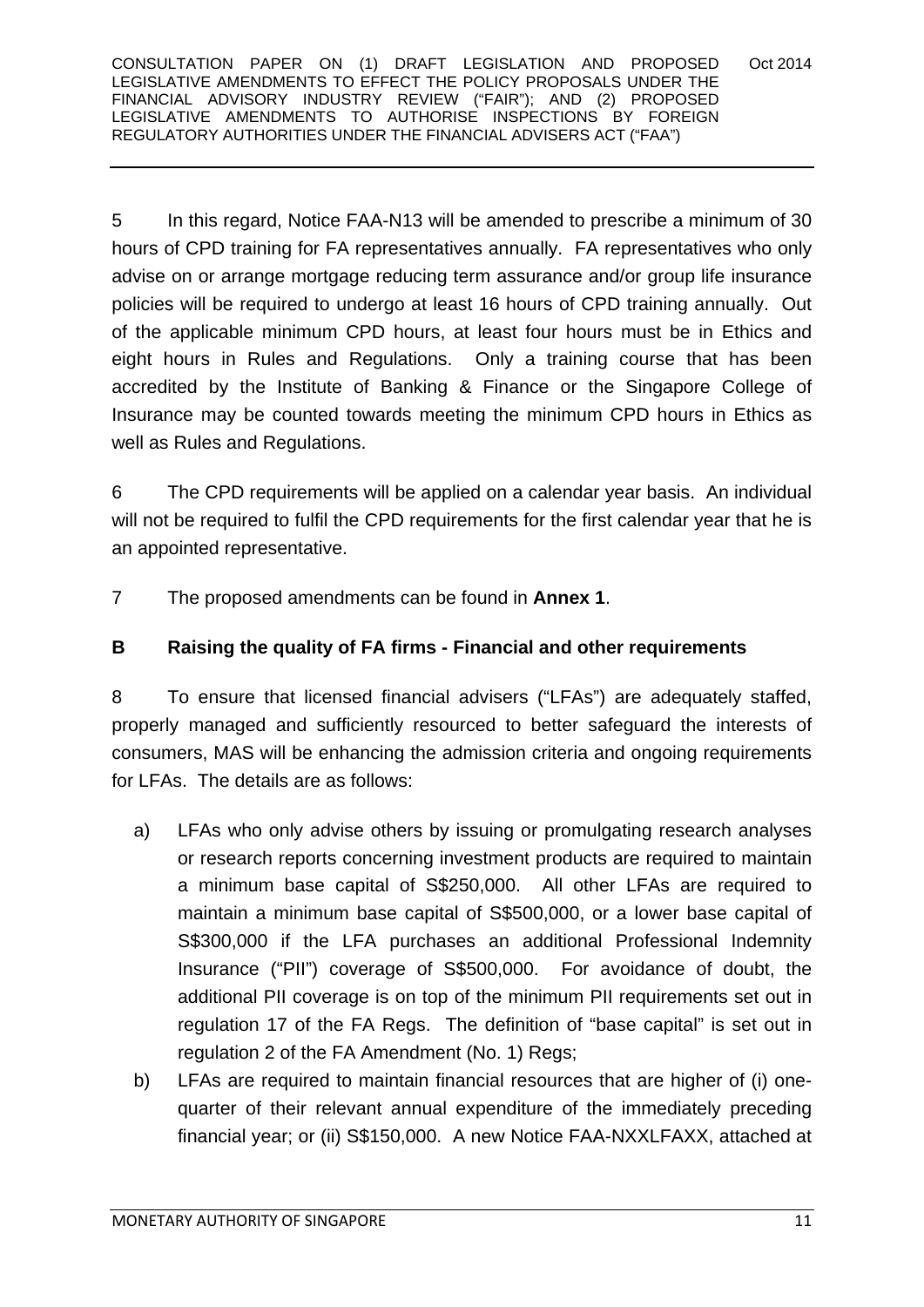5 In this regard, Notice FAA-N13 will be amended to prescribe a minimum of 30 hours of CPD training for FA representatives annually. FA representatives who only advise on or arrange mortgage reducing term assurance and/or group life insurance policies will be required to undergo at least 16 hours of CPD training annually. Out of the applicable minimum CPD hours, at least four hours must be in Ethics and eight hours in Rules and Regulations. Only a training course that has been accredited by the Institute of Banking & Finance or the Singapore College of Insurance may be counted towards meeting the minimum CPD hours in Ethics as well as Rules and Regulations.

6 The CPD requirements will be applied on a calendar year basis. An individual will not be required to fulfil the CPD requirements for the first calendar year that he is an appointed representative.

7 The proposed amendments can be found in **Annex 1**.

## B Raising the quality of FA firms - Financial and other requirements

8 To ensure that licensed financial advisers ("LFAs") are adequately staffed, properly managed and sufficiently resourced to better safeguard the interests of consumers, MAS will be enhancing the admission criteria and ongoing requirements for LFAs. The details are as follows:

a) LFAs who only advise others by issuing or promulgating research analyses or research reports concerning investment products are required to maintain a minimum base capital of S$250,000. All other LFAs are required to maintain a minimum base capital of S$500,000, or a lower base capital of S$300,000 if the LFA purchases an additional Professional Indemnity Insurance ("PII") coverage of S$500,000. For avoidance of doubt, the additional PII coverage is on top of the minimum PII requirements set out in regulation 17 of the FA Regs. The definition of "base capital" is set out in regulation 2 of the FA Amendment (No. 1) Regs;

b) LFAs are required to maintain financial resources that are higher of (i) one-quarter of their relevant annual expenditure of the immediately preceding financial year; or (ii) S$150,000. A new Notice FAA-NXXLFAXX, attached at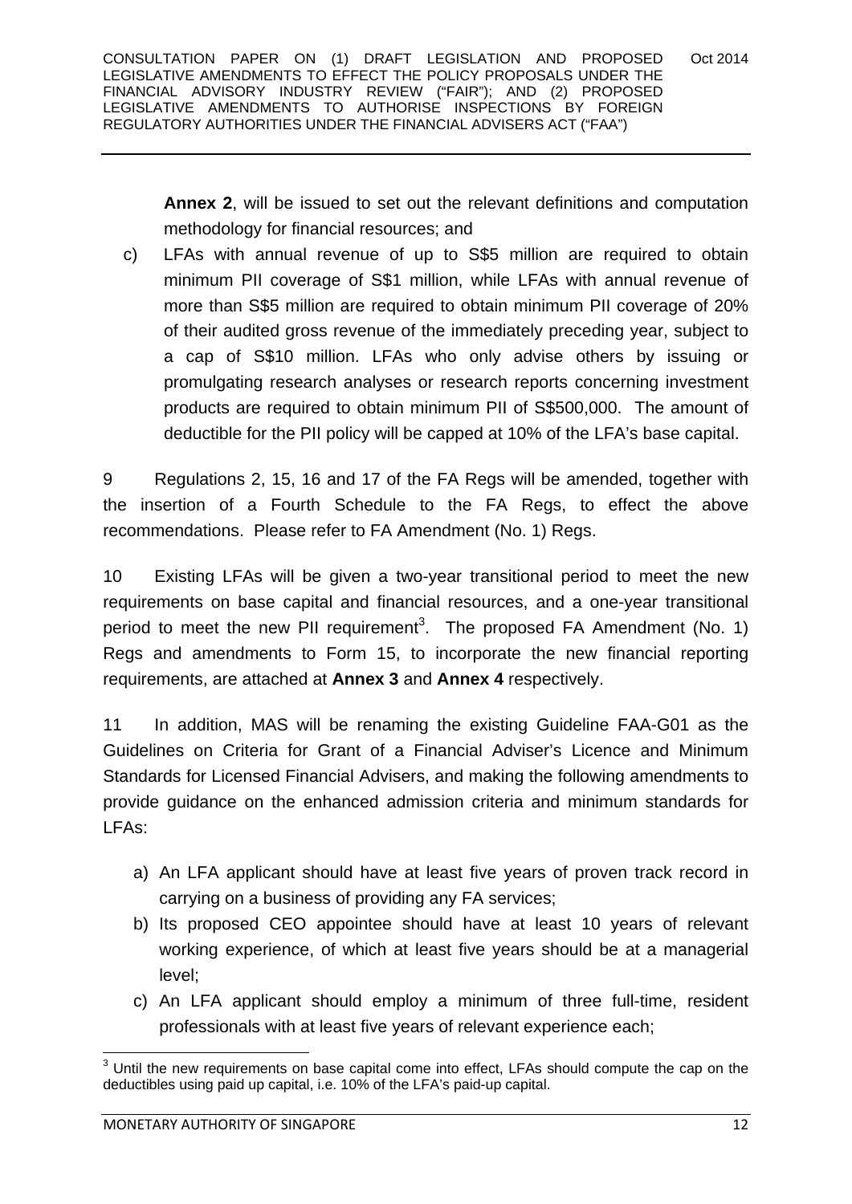**Annex 2**, will be issued to set out the relevant definitions and computation methodology for financial resources; and

c) LFAs with annual revenue of up to S$5 million are required to obtain minimum PII coverage of S$1 million, while LFAs with annual revenue of more than S$5 million are required to obtain minimum PII coverage of 20% of their audited gross revenue of the immediately preceding year, subject to a cap of S$10 million. LFAs who only advise others by issuing or promulgating research analyses or research reports concerning investment products are required to obtain minimum PII of S$500,000. The amount of deductible for the PII policy will be capped at 10% of the LFA's base capital.

9 Regulations 2, 15, 16 and 17 of the FA Regs will be amended, together with the insertion of a Fourth Schedule to the FA Regs, to effect the above recommendations. Please refer to FA Amendment (No. 1) Regs.

10 Existing LFAs will be given a two-year transitional period to meet the new requirements on base capital and financial resources, and a one-year transitional period to meet the new PII requirement[3]. The proposed FA Amendment (No. 1) Regs and amendments to Form 15, to incorporate the new financial reporting requirements, are attached at **Annex 3** and **Annex 4** respectively.

11 In addition, MAS will be renaming the existing Guideline FAA-G01 as the Guidelines on Criteria for Grant of a Financial Adviser's Licence and Minimum Standards for Licensed Financial Advisers, and making the following amendments to provide guidance on the enhanced admission criteria and minimum standards for LFAs:

a) An LFA applicant should have at least five years of proven track record in carrying on a business of providing any FA services;
b) Its proposed CEO appointee should have at least 10 years of relevant working experience, of which at least five years should be at a managerial level;
c) An LFA applicant should employ a minimum of three full-time, resident professionals with at least five years of relevant experience each;

[3] Until the new requirements on base capital come into effect, LFAs should compute the cap on the deductibles using paid up capital, i.e. 10% of the LFA's paid-up capital.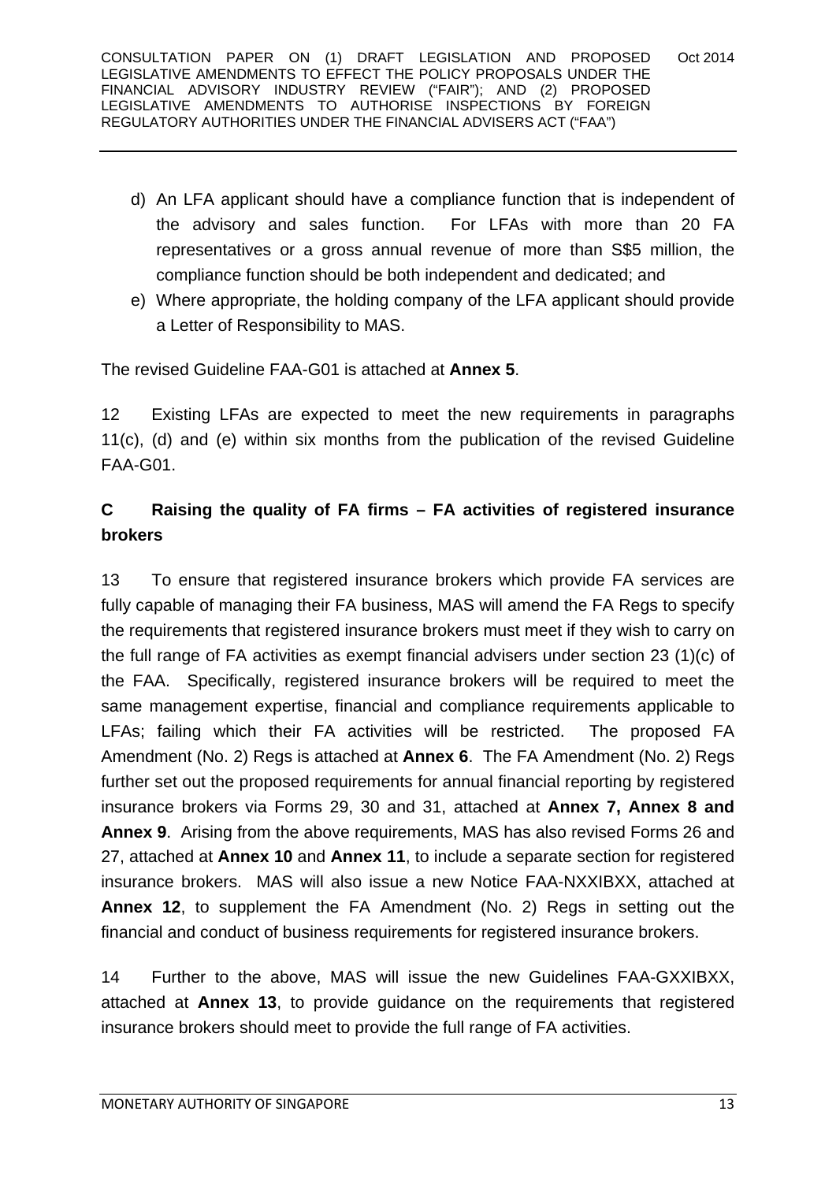d) An LFA applicant should have a compliance function that is independent of the advisory and sales function. For LFAs with more than 20 FA representatives or a gross annual revenue of more than S$5 million, the compliance function should be both independent and dedicated; and

e) Where appropriate, the holding company of the LFA applicant should provide a Letter of Responsibility to MAS.

The revised Guideline FAA-G01 is attached at **Annex 5**.

12 Existing LFAs are expected to meet the new requirements in paragraphs 11(c), (d) and (e) within six months from the publication of the revised Guideline FAA-G01.

## C Raising the quality of FA firms – FA activities of registered insurance brokers

13 To ensure that registered insurance brokers which provide FA services are fully capable of managing their FA business, MAS will amend the FA Regs to specify the requirements that registered insurance brokers must meet if they wish to carry on the full range of FA activities as exempt financial advisers under section 23 (1)(c) of the FAA. Specifically, registered insurance brokers will be required to meet the same management expertise, financial and compliance requirements applicable to LFAs; failing which their FA activities will be restricted. The proposed FA Amendment (No. 2) Regs is attached at **Annex 6**. The FA Amendment (No. 2) Regs further set out the proposed requirements for annual financial reporting by registered insurance brokers via Forms 29, 30 and 31, attached at **Annex 7, Annex 8 and Annex 9**. Arising from the above requirements, MAS has also revised Forms 26 and 27, attached at **Annex 10** and **Annex 11**, to include a separate section for registered insurance brokers. MAS will also issue a new Notice FAA-NXXIBXX, attached at **Annex 12**, to supplement the FA Amendment (No. 2) Regs in setting out the financial and conduct of business requirements for registered insurance brokers.

14 Further to the above, MAS will issue the new Guidelines FAA-GXXIBXX, attached at **Annex 13**, to provide guidance on the requirements that registered insurance brokers should meet to provide the full range of FA activities.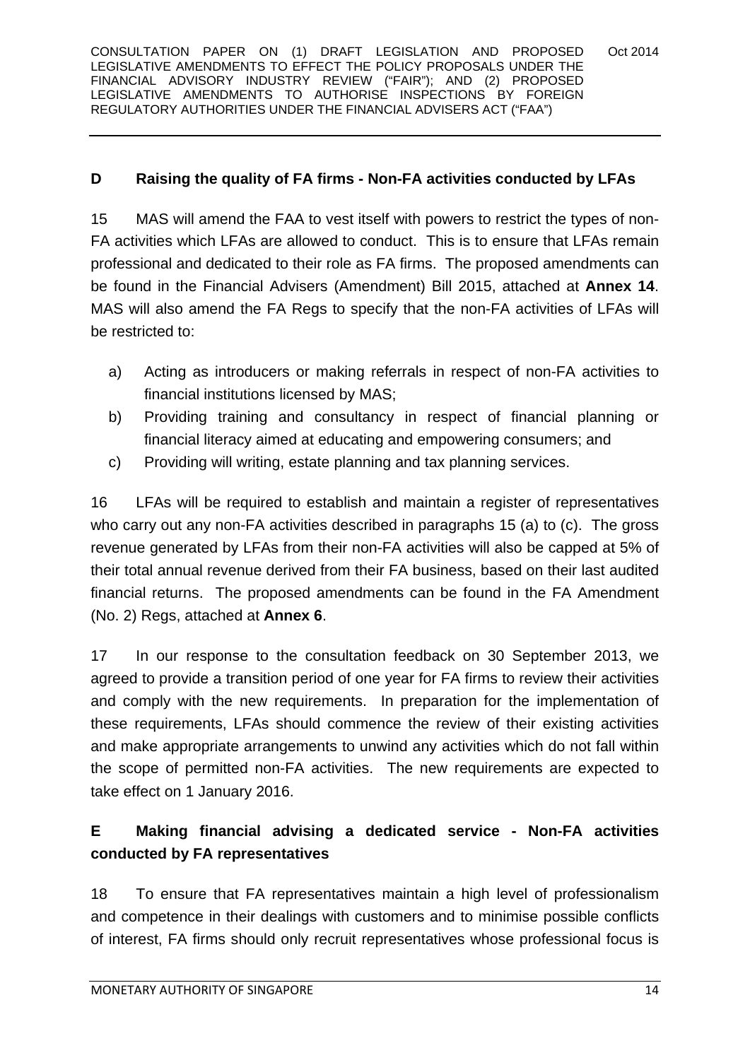## D Raising the quality of FA firms - Non-FA activities conducted by LFAs

15 MAS will amend the FAA to vest itself with powers to restrict the types of non-FA activities which LFAs are allowed to conduct. This is to ensure that LFAs remain professional and dedicated to their role as FA firms. The proposed amendments can be found in the Financial Advisers (Amendment) Bill 2015, attached at **Annex 14**. MAS will also amend the FA Regs to specify that the non-FA activities of LFAs will be restricted to:

a) Acting as introducers or making referrals in respect of non-FA activities to financial institutions licensed by MAS;
b) Providing training and consultancy in respect of financial planning or financial literacy aimed at educating and empowering consumers; and
c) Providing will writing, estate planning and tax planning services.

16 LFAs will be required to establish and maintain a register of representatives who carry out any non-FA activities described in paragraphs 15 (a) to (c). The gross revenue generated by LFAs from their non-FA activities will also be capped at 5% of their total annual revenue derived from their FA business, based on their last audited financial returns. The proposed amendments can be found in the FA Amendment (No. 2) Regs, attached at **Annex 6**.

17 In our response to the consultation feedback on 30 September 2013, we agreed to provide a transition period of one year for FA firms to review their activities and comply with the new requirements. In preparation for the implementation of these requirements, LFAs should commence the review of their existing activities and make appropriate arrangements to unwind any activities which do not fall within the scope of permitted non-FA activities. The new requirements are expected to take effect on 1 January 2016.

## E Making financial advising a dedicated service - Non-FA activities conducted by FA representatives

18 To ensure that FA representatives maintain a high level of professionalism and competence in their dealings with customers and to minimise possible conflicts of interest, FA firms should only recruit representatives whose professional focus is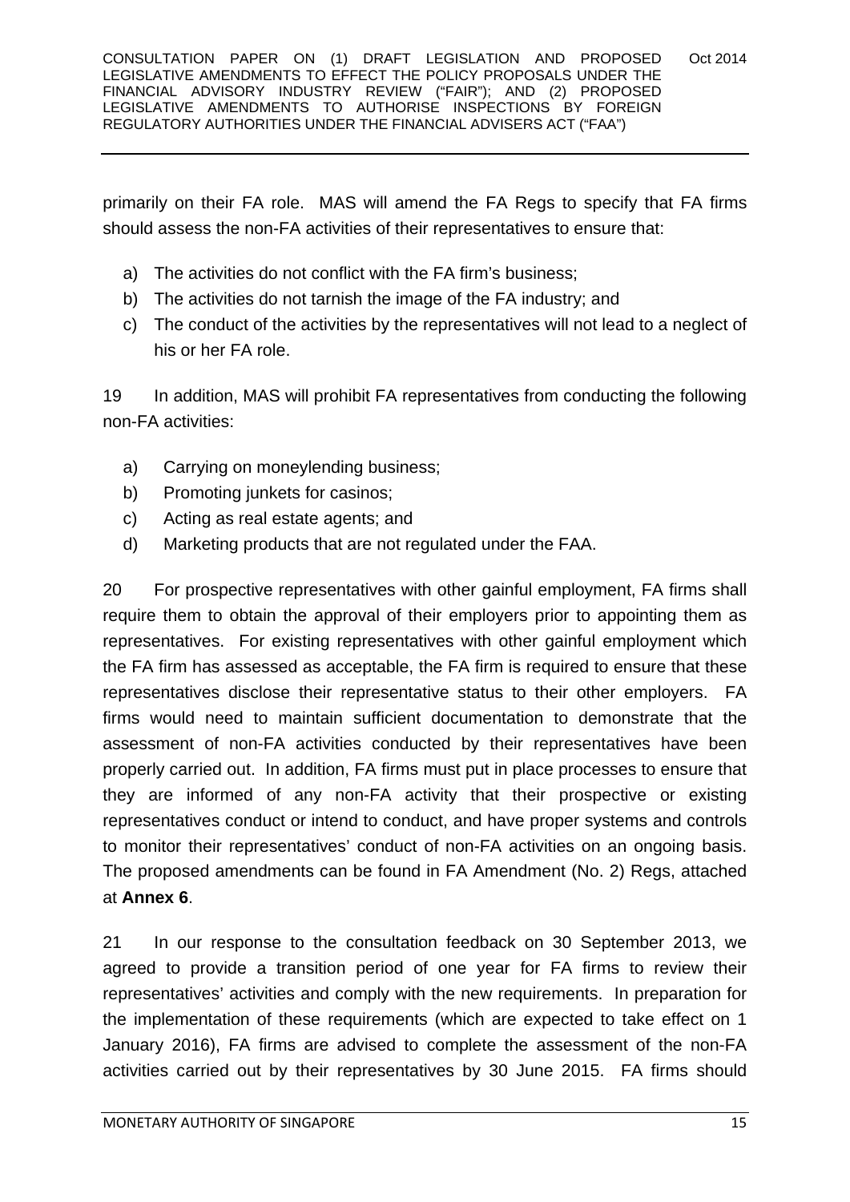primarily on their FA role. MAS will amend the FA Regs to specify that FA firms should assess the non-FA activities of their representatives to ensure that:

a) The activities do not conflict with the FA firm's business;
b) The activities do not tarnish the image of the FA industry; and
c) The conduct of the activities by the representatives will not lead to a neglect of his or her FA role.

19 In addition, MAS will prohibit FA representatives from conducting the following non-FA activities:

a) Carrying on moneylending business;
b) Promoting junkets for casinos;
c) Acting as real estate agents; and
d) Marketing products that are not regulated under the FAA.

20 For prospective representatives with other gainful employment, FA firms shall require them to obtain the approval of their employers prior to appointing them as representatives. For existing representatives with other gainful employment which the FA firm has assessed as acceptable, the FA firm is required to ensure that these representatives disclose their representative status to their other employers. FA firms would need to maintain sufficient documentation to demonstrate that the assessment of non-FA activities conducted by their representatives have been properly carried out. In addition, FA firms must put in place processes to ensure that they are informed of any non-FA activity that their prospective or existing representatives conduct or intend to conduct, and have proper systems and controls to monitor their representatives' conduct of non-FA activities on an ongoing basis. The proposed amendments can be found in FA Amendment (No. 2) Regs, attached at **Annex 6**.

21 In our response to the consultation feedback on 30 September 2013, we agreed to provide a transition period of one year for FA firms to review their representatives' activities and comply with the new requirements. In preparation for the implementation of these requirements (which are expected to take effect on 1 January 2016), FA firms are advised to complete the assessment of the non-FA activities carried out by their representatives by 30 June 2015. FA firms should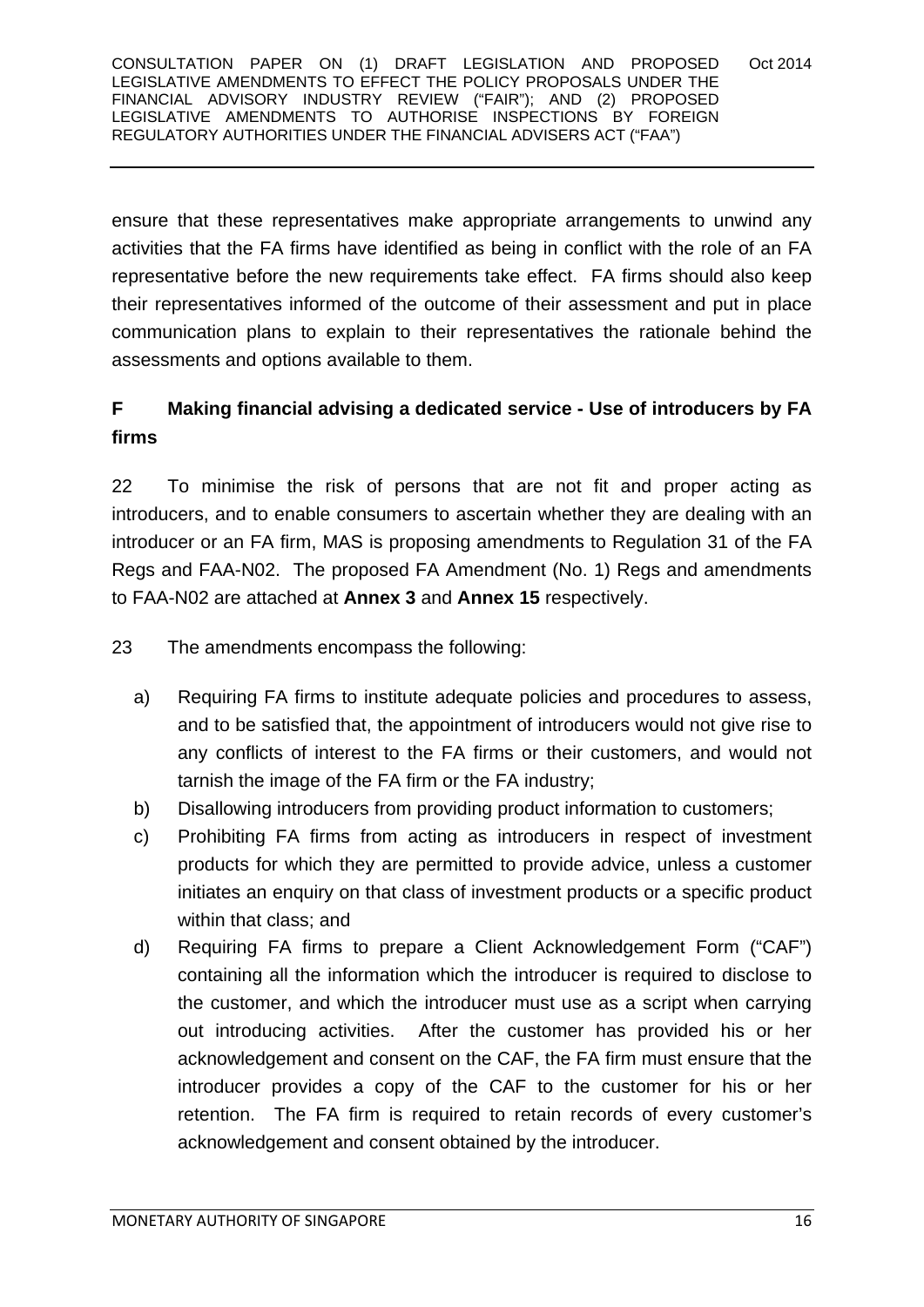ensure that these representatives make appropriate arrangements to unwind any activities that the FA firms have identified as being in conflict with the role of an FA representative before the new requirements take effect. FA firms should also keep their representatives informed of the outcome of their assessment and put in place communication plans to explain to their representatives the rationale behind the assessments and options available to them.

## F Making financial advising a dedicated service - Use of introducers by FA firms

22 To minimise the risk of persons that are not fit and proper acting as introducers, and to enable consumers to ascertain whether they are dealing with an introducer or an FA firm, MAS is proposing amendments to Regulation 31 of the FA Regs and FAA-N02. The proposed FA Amendment (No. 1) Regs and amendments to FAA-N02 are attached at **Annex 3** and **Annex 15** respectively.

23 The amendments encompass the following:

a) Requiring FA firms to institute adequate policies and procedures to assess, and to be satisfied that, the appointment of introducers would not give rise to any conflicts of interest to the FA firms or their customers, and would not tarnish the image of the FA firm or the FA industry;

b) Disallowing introducers from providing product information to customers;

c) Prohibiting FA firms from acting as introducers in respect of investment products for which they are permitted to provide advice, unless a customer initiates an enquiry on that class of investment products or a specific product within that class; and

d) Requiring FA firms to prepare a Client Acknowledgement Form ("CAF") containing all the information which the introducer is required to disclose to the customer, and which the introducer must use as a script when carrying out introducing activities. After the customer has provided his or her acknowledgement and consent on the CAF, the FA firm must ensure that the introducer provides a copy of the CAF to the customer for his or her retention. The FA firm is required to retain records of every customer's acknowledgement and consent obtained by the introducer.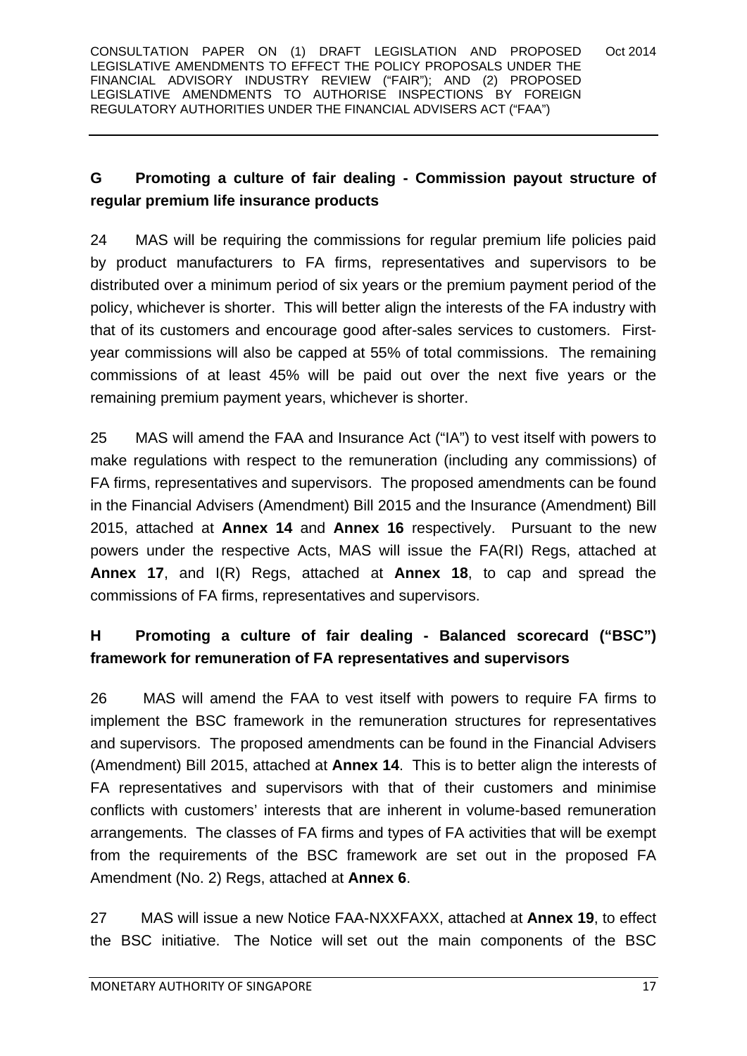## G Promoting a culture of fair dealing - Commission payout structure of regular premium life insurance products

24 MAS will be requiring the commissions for regular premium life policies paid by product manufacturers to FA firms, representatives and supervisors to be distributed over a minimum period of six years or the premium payment period of the policy, whichever is shorter. This will better align the interests of the FA industry with that of its customers and encourage good after-sales services to customers. First-year commissions will also be capped at 55% of total commissions. The remaining commissions of at least 45% will be paid out over the next five years or the remaining premium payment years, whichever is shorter.

25 MAS will amend the FAA and Insurance Act ("IA") to vest itself with powers to make regulations with respect to the remuneration (including any commissions) of FA firms, representatives and supervisors. The proposed amendments can be found in the Financial Advisers (Amendment) Bill 2015 and the Insurance (Amendment) Bill 2015, attached at **Annex 14** and **Annex 16** respectively. Pursuant to the new powers under the respective Acts, MAS will issue the FA(RI) Regs, attached at **Annex 17**, and I(R) Regs, attached at **Annex 18**, to cap and spread the commissions of FA firms, representatives and supervisors.

## H Promoting a culture of fair dealing - Balanced scorecard ("BSC") framework for remuneration of FA representatives and supervisors

26 MAS will amend the FAA to vest itself with powers to require FA firms to implement the BSC framework in the remuneration structures for representatives and supervisors. The proposed amendments can be found in the Financial Advisers (Amendment) Bill 2015, attached at **Annex 14**. This is to better align the interests of FA representatives and supervisors with that of their customers and minimise conflicts with customers' interests that are inherent in volume-based remuneration arrangements. The classes of FA firms and types of FA activities that will be exempt from the requirements of the BSC framework are set out in the proposed FA Amendment (No. 2) Regs, attached at **Annex 6**.

27 MAS will issue a new Notice FAA-NXXFAXX, attached at **Annex 19**, to effect the BSC initiative. The Notice will set out the main components of the BSC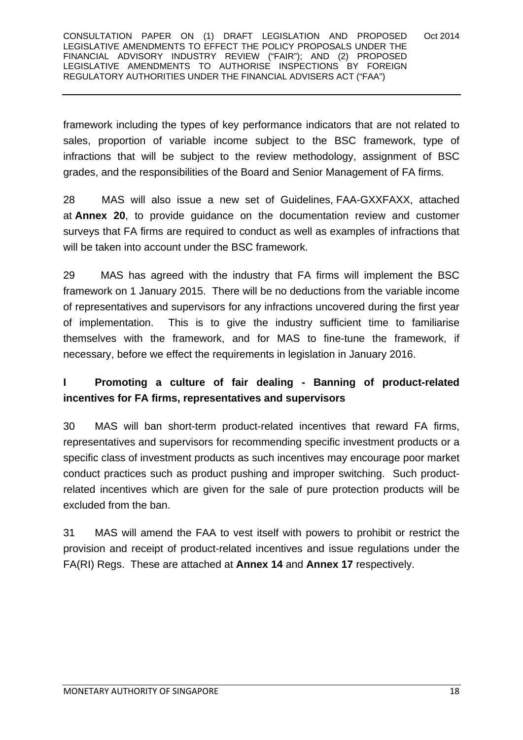framework including the types of key performance indicators that are not related to sales, proportion of variable income subject to the BSC framework, type of infractions that will be subject to the review methodology, assignment of BSC grades, and the responsibilities of the Board and Senior Management of FA firms.

28 MAS will also issue a new set of Guidelines, FAA-GXXFAXX, attached at **Annex 20**, to provide guidance on the documentation review and customer surveys that FA firms are required to conduct as well as examples of infractions that will be taken into account under the BSC framework.

29 MAS has agreed with the industry that FA firms will implement the BSC framework on 1 January 2015. There will be no deductions from the variable income of representatives and supervisors for any infractions uncovered during the first year of implementation. This is to give the industry sufficient time to familiarise themselves with the framework, and for MAS to fine-tune the framework, if necessary, before we effect the requirements in legislation in January 2016.

## I Promoting a culture of fair dealing - Banning of product-related incentives for FA firms, representatives and supervisors

30 MAS will ban short-term product-related incentives that reward FA firms, representatives and supervisors for recommending specific investment products or a specific class of investment products as such incentives may encourage poor market conduct practices such as product pushing and improper switching. Such product-related incentives which are given for the sale of pure protection products will be excluded from the ban.

31 MAS will amend the FAA to vest itself with powers to prohibit or restrict the provision and receipt of product-related incentives and issue regulations under the FA(RI) Regs. These are attached at **Annex 14** and **Annex 17** respectively.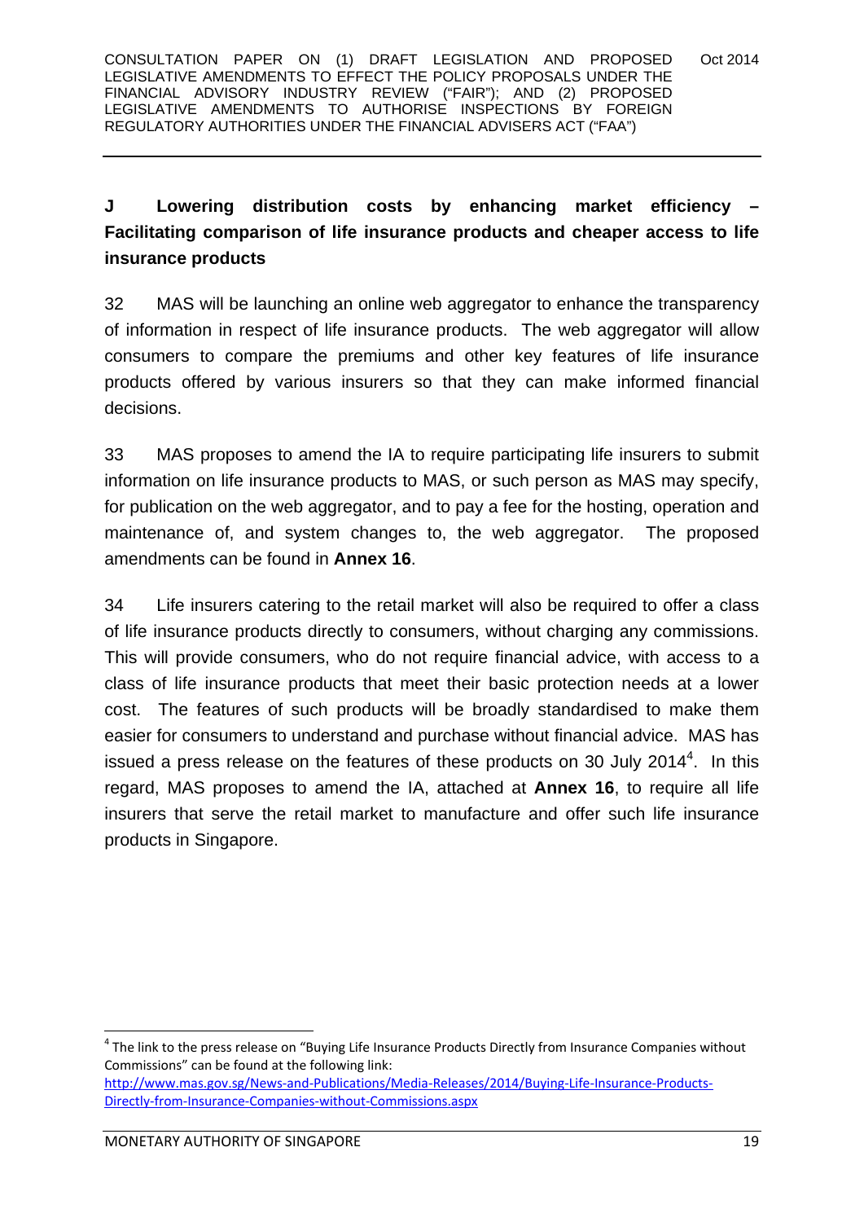## J Lowering distribution costs by enhancing market efficiency – Facilitating comparison of life insurance products and cheaper access to life insurance products

32 MAS will be launching an online web aggregator to enhance the transparency of information in respect of life insurance products. The web aggregator will allow consumers to compare the premiums and other key features of life insurance products offered by various insurers so that they can make informed financial decisions.

33 MAS proposes to amend the IA to require participating life insurers to submit information on life insurance products to MAS, or such person as MAS may specify, for publication on the web aggregator, and to pay a fee for the hosting, operation and maintenance of, and system changes to, the web aggregator. The proposed amendments can be found in **Annex 16**.

34 Life insurers catering to the retail market will also be required to offer a class of life insurance products directly to consumers, without charging any commissions. This will provide consumers, who do not require financial advice, with access to a class of life insurance products that meet their basic protection needs at a lower cost. The features of such products will be broadly standardised to make them easier for consumers to understand and purchase without financial advice. MAS has issued a press release on the features of these products on 30 July 2014[4]. In this regard, MAS proposes to amend the IA, attached at **Annex 16**, to require all life insurers that serve the retail market to manufacture and offer such life insurance products in Singapore.

---

[4] The link to the press release on "Buying Life Insurance Products Directly from Insurance Companies without Commissions" can be found at the following link: http://www.mas.gov.sg/News-and-Publications/Media-Releases/2014/Buying-Life-Insurance-Products-Directly-from-Insurance-Companies-without-Commissions.aspx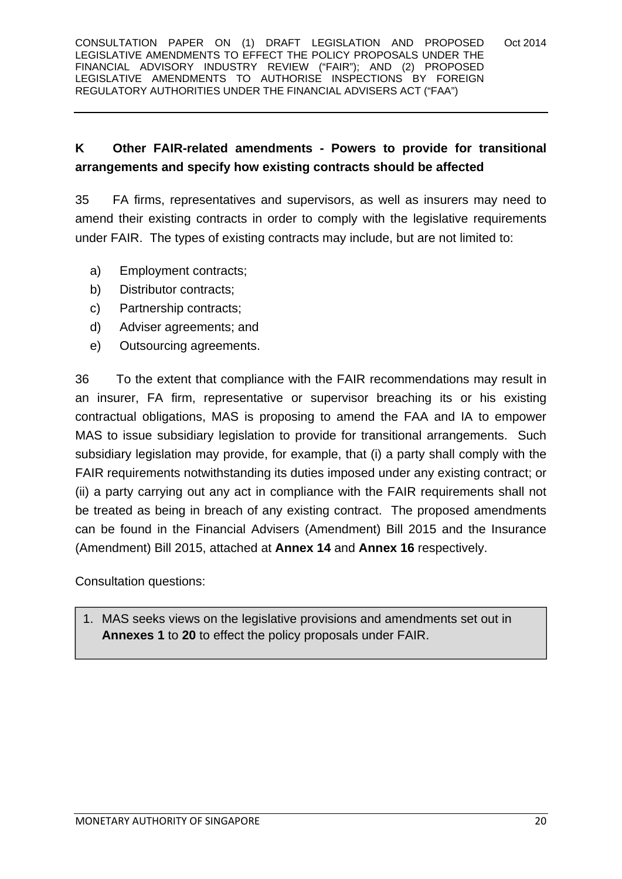## K Other FAIR-related amendments - Powers to provide for transitional arrangements and specify how existing contracts should be affected

35 FA firms, representatives and supervisors, as well as insurers may need to amend their existing contracts in order to comply with the legislative requirements under FAIR. The types of existing contracts may include, but are not limited to:

a) Employment contracts;
b) Distributor contracts;
c) Partnership contracts;
d) Adviser agreements; and
e) Outsourcing agreements.

36 To the extent that compliance with the FAIR recommendations may result in an insurer, FA firm, representative or supervisor breaching its or his existing contractual obligations, MAS is proposing to amend the FAA and IA to empower MAS to issue subsidiary legislation to provide for transitional arrangements. Such subsidiary legislation may provide, for example, that (i) a party shall comply with the FAIR requirements notwithstanding its duties imposed under any existing contract; or (ii) a party carrying out any act in compliance with the FAIR requirements shall not be treated as being in breach of any existing contract. The proposed amendments can be found in the Financial Advisers (Amendment) Bill 2015 and the Insurance (Amendment) Bill 2015, attached at **Annex 14** and **Annex 16** respectively.

Consultation questions:

1. MAS seeks views on the legislative provisions and amendments set out in **Annexes 1** to **20** to effect the policy proposals under FAIR.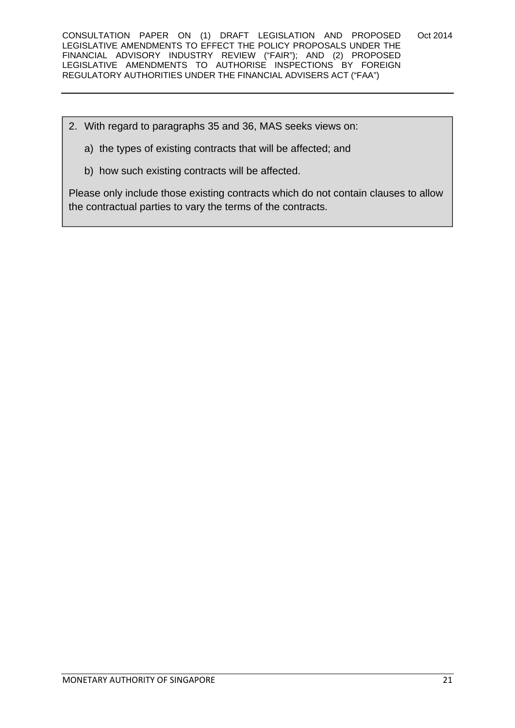2. With regard to paragraphs 35 and 36, MAS seeks views on:

    a) the types of existing contracts that will be affected; and

    b) how such existing contracts will be affected.

Please only include those existing contracts which do not contain clauses to allow the contractual parties to vary the terms of the contracts.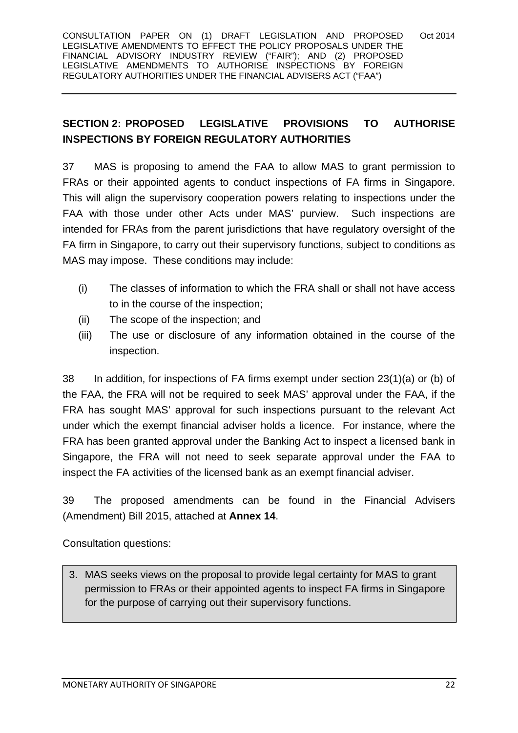## SECTION 2: PROPOSED LEGISLATIVE PROVISIONS TO AUTHORISE INSPECTIONS BY FOREIGN REGULATORY AUTHORITIES

37 MAS is proposing to amend the FAA to allow MAS to grant permission to FRAs or their appointed agents to conduct inspections of FA firms in Singapore. This will align the supervisory cooperation powers relating to inspections under the FAA with those under other Acts under MAS' purview. Such inspections are intended for FRAs from the parent jurisdictions that have regulatory oversight of the FA firm in Singapore, to carry out their supervisory functions, subject to conditions as MAS may impose. These conditions may include:

(i) The classes of information to which the FRA shall or shall not have access to in the course of the inspection;

(ii) The scope of the inspection; and

(iii) The use or disclosure of any information obtained in the course of the inspection.

38 In addition, for inspections of FA firms exempt under section 23(1)(a) or (b) of the FAA, the FRA will not be required to seek MAS' approval under the FAA, if the FRA has sought MAS' approval for such inspections pursuant to the relevant Act under which the exempt financial adviser holds a licence. For instance, where the FRA has been granted approval under the Banking Act to inspect a licensed bank in Singapore, the FRA will not need to seek separate approval under the FAA to inspect the FA activities of the licensed bank as an exempt financial adviser.

39 The proposed amendments can be found in the Financial Advisers (Amendment) Bill 2015, attached at **Annex 14**.

Consultation questions:

3. MAS seeks views on the proposal to provide legal certainty for MAS to grant permission to FRAs or their appointed agents to inspect FA firms in Singapore for the purpose of carrying out their supervisory functions.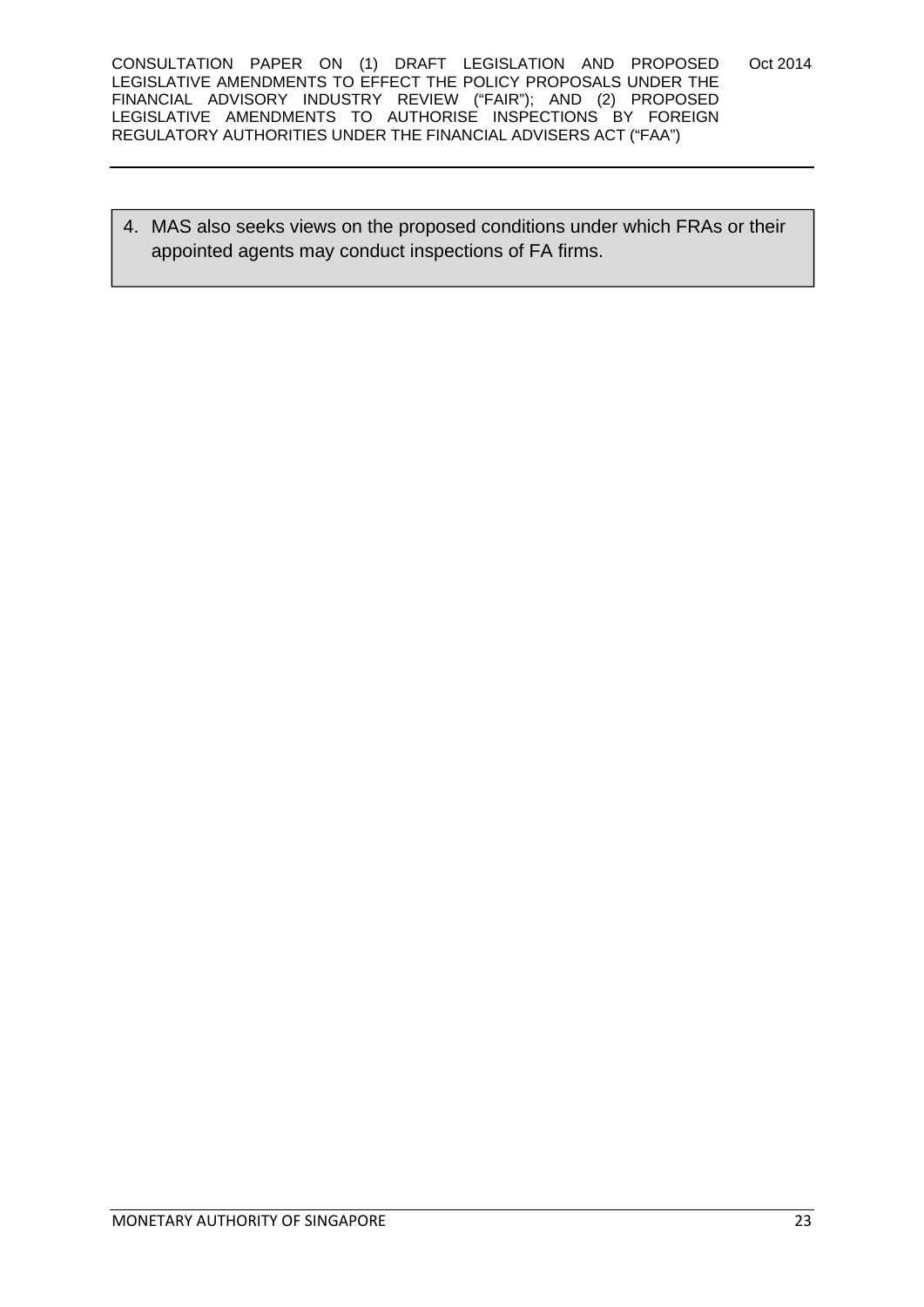4. MAS also seeks views on the proposed conditions under which FRAs or their appointed agents may conduct inspections of FA firms.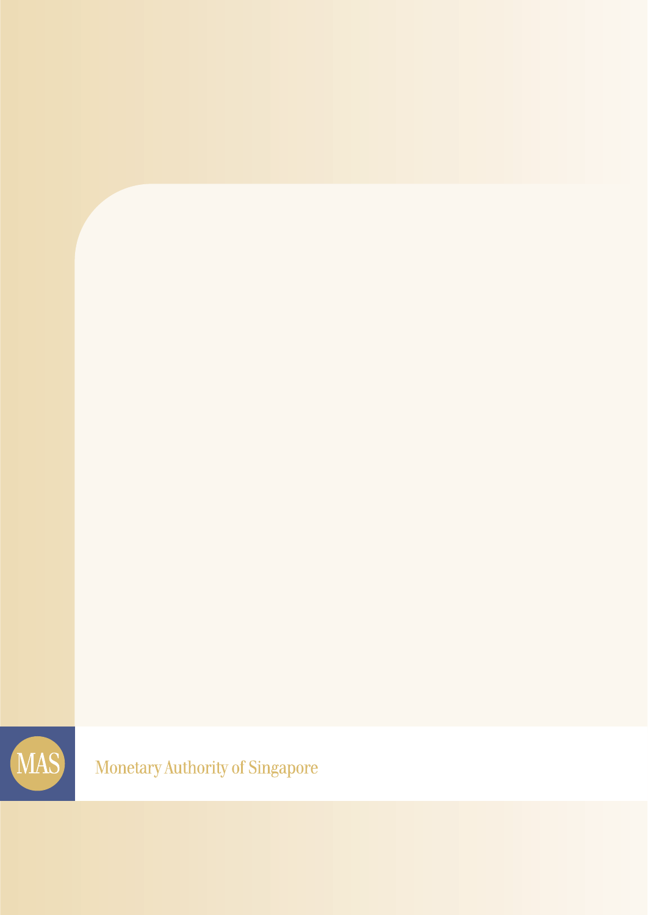MAS

Monetary Authority of Singapore